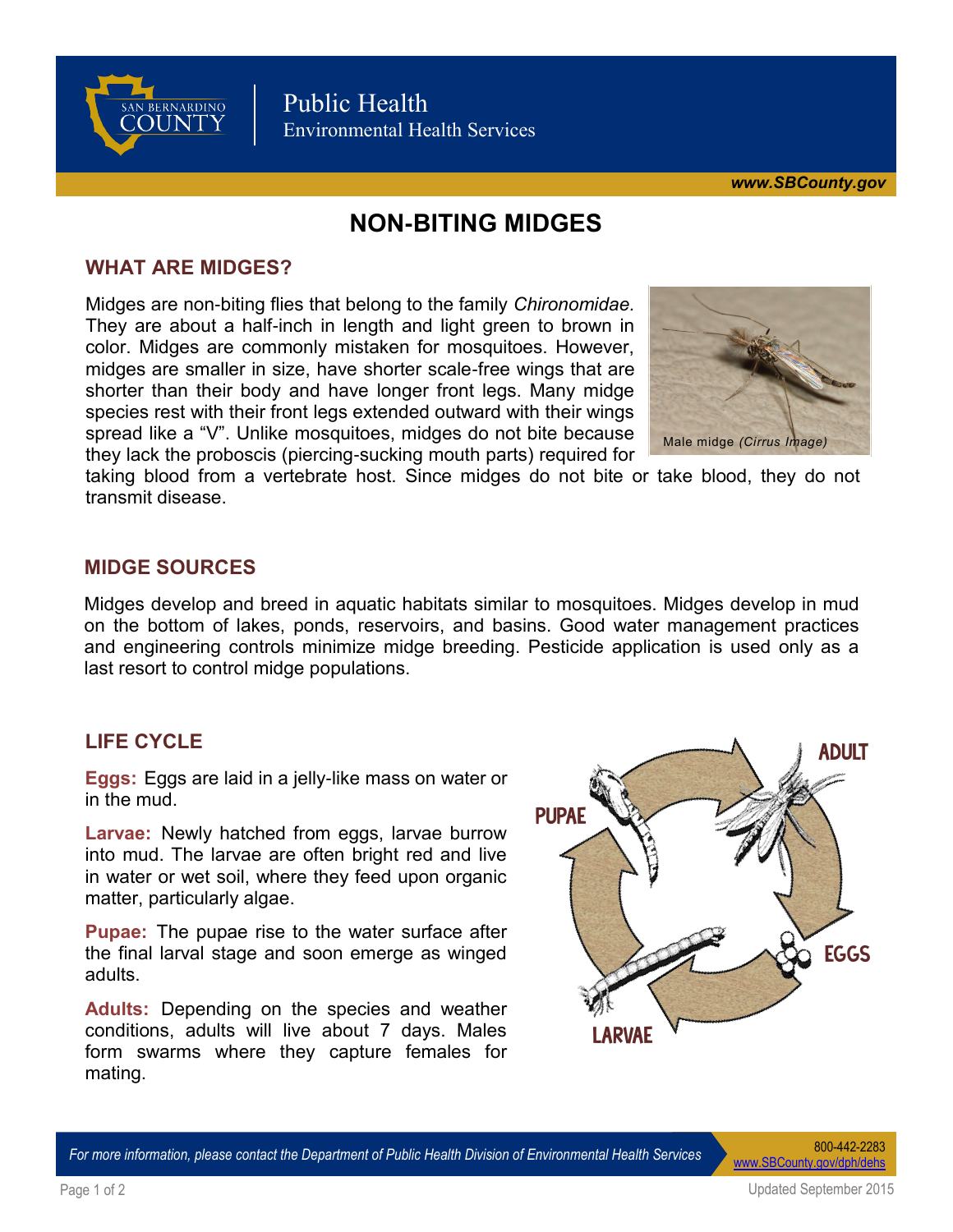Public Health
Environmental Health Services

www.SBCounty.gov

# NON-BITING MIDGES

## WHAT ARE MIDGES?

Midges are non-biting flies that belong to the family *Chironomidae.* They are about a half-inch in length and light green to brown in color. Midges are commonly mistaken for mosquitoes. However, midges are smaller in size, have shorter scale-free wings that are shorter than their body and have longer front legs. Many midge species rest with their front legs extended outward with their wings spread like a "V". Unlike mosquitoes, midges do not bite because they lack the proboscis (piercing-sucking mouth parts) required for taking blood from a vertebrate host. Since midges do not bite or take blood, they do not transmit disease.

Male midge *(Cirrus Image)*

## MIDGE SOURCES

Midges develop and breed in aquatic habitats similar to mosquitoes. Midges develop in mud on the bottom of lakes, ponds, reservoirs, and basins. Good water management practices and engineering controls minimize midge breeding. Pesticide application is used only as a last resort to control midge populations.

## LIFE CYCLE

**Eggs:** Eggs are laid in a jelly-like mass on water or in the mud.

**Larvae:** Newly hatched from eggs, larvae burrow into mud. The larvae are often bright red and live in water or wet soil, where they feed upon organic matter, particularly algae.

**Pupae:** The pupae rise to the water surface after the final larval stage and soon emerge as winged adults.

**Adults:** Depending on the species and weather conditions, adults will live about 7 days. Males form swarms where they capture females for mating.

*For more information, please contact the Department of Public Health Division of Environmental Health Services*

800-442-2283
www.SBCounty.gov/dph/dehs

Updated September 2015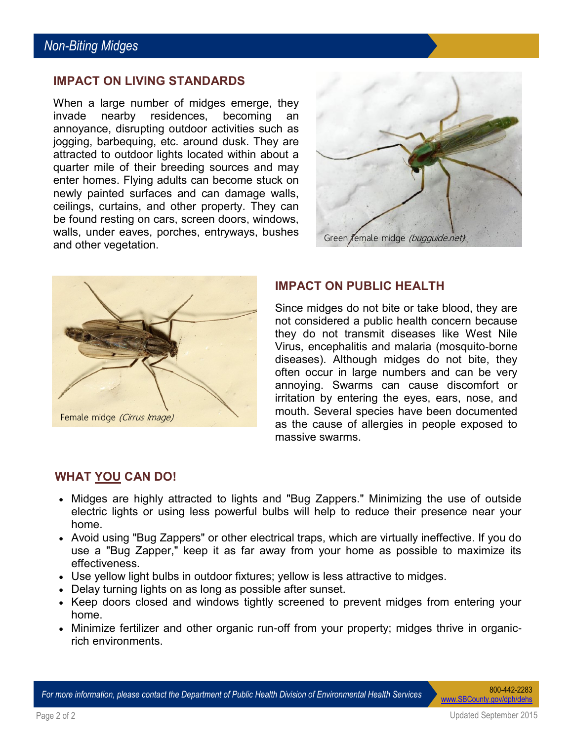## IMPACT ON LIVING STANDARDS

When a large number of midges emerge, they invade nearby residences, becoming an annoyance, disrupting outdoor activities such as jogging, barbequing, etc. around dusk. They are attracted to outdoor lights located within about a quarter mile of their breeding sources and may enter homes. Flying adults can become stuck on newly painted surfaces and can damage walls, ceilings, curtains, and other property. They can be found resting on cars, screen doors, windows, walls, under eaves, porches, entryways, bushes and other vegetation.

Green female midge *(bugguide.net)*

Female midge *(Cirrus Image)*

## IMPACT ON PUBLIC HEALTH

Since midges do not bite or take blood, they are not considered a public health concern because they do not transmit diseases like West Nile Virus, encephalitis and malaria (mosquito-borne diseases). Although midges do not bite, they often occur in large numbers and can be very annoying. Swarms can cause discomfort or irritation by entering the eyes, ears, nose, and mouth. Several species have been documented as the cause of allergies in people exposed to massive swarms.

## WHAT YOU CAN DO!

- Midges are highly attracted to lights and "Bug Zappers." Minimizing the use of outside electric lights or using less powerful bulbs will help to reduce their presence near your home.
- Avoid using "Bug Zappers" or other electrical traps, which are virtually ineffective. If you do use a "Bug Zapper," keep it as far away from your home as possible to maximize its effectiveness.
- Use yellow light bulbs in outdoor fixtures; yellow is less attractive to midges.
- Delay turning lights on as long as possible after sunset.
- Keep doors closed and windows tightly screened to prevent midges from entering your home.
- Minimize fertilizer and other organic run-off from your property; midges thrive in organic-rich environments.

*For more information, please contact the Department of Public Health Division of Environmental Health Services*

800-442-2283
www.SBCounty.gov/dph/dehs

Updated September 2015